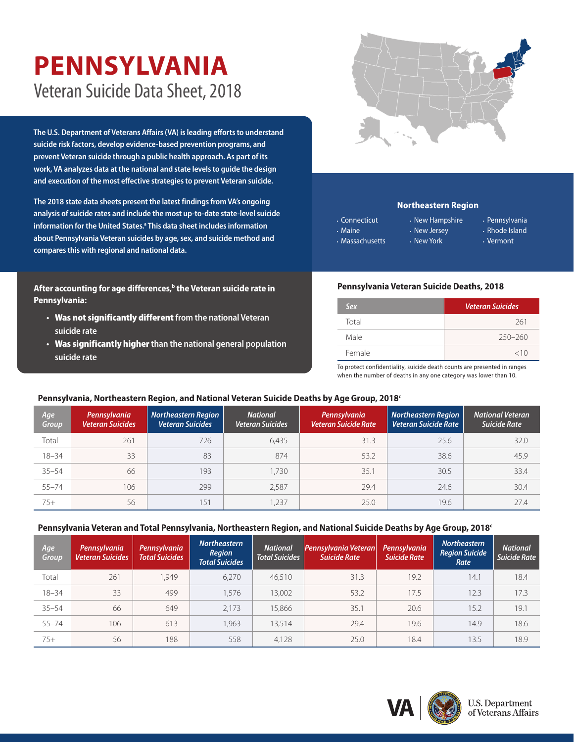# PENNSYLVANIA

## Veteran Suicide Data Sheet, 2018

**The U.S. Department of Veterans Affairs (VA) is leading efforts to understand suicide risk factors, develop evidence-based prevention programs, and prevent Veteran suicide through a public health approach. As part of its work, VA analyzes data at the national and state levels to guide the design and execution of the most effective strategies to prevent Veteran suicide.**

**The 2018 state data sheets present the latest findings from VA's ongoing analysis of suicide rates and include the most up-to-date state-level suicide information for the United States.[a] This data sheet includes information about Pennsylvania Veteran suicides by age, sex, and suicide method and compares this with regional and national data.**

### Northeastern Region

- Connecticut
- Maine
- Massachusetts
- New Hampshire
- New Jersey
- New York
- Pennsylvania
- Rhode Island
- Vermont

**After accounting for age differences,[b] the Veteran suicide rate in Pennsylvania:**

- **Was not significantly different** from the national Veteran suicide rate
- **Was significantly higher** than the national general population suicide rate

### Pennsylvania Veteran Suicide Deaths, 2018

| Sex | Veteran Suicides |
|---|---|
| Total | 261 |
| Male | 250–260 |
| Female | <10 |

To protect confidentiality, suicide death counts are presented in ranges when the number of deaths in any one category was lower than 10.

### Pennsylvania, Northeastern Region, and National Veteran Suicide Deaths by Age Group, 2018[c]

| Age Group | Pennsylvania Veteran Suicides | Northeastern Region Veteran Suicides | National Veteran Suicides | Pennsylvania Veteran Suicide Rate | Northeastern Region Veteran Suicide Rate | National Veteran Suicide Rate |
|---|---|---|---|---|---|---|
| Total | 261 | 726 | 6,435 | 31.3 | 25.6 | 32.0 |
| 18–34 | 33 | 83 | 874 | 53.2 | 38.6 | 45.9 |
| 35–54 | 66 | 193 | 1,730 | 35.1 | 30.5 | 33.4 |
| 55–74 | 106 | 299 | 2,587 | 29.4 | 24.6 | 30.4 |
| 75+ | 56 | 151 | 1,237 | 25.0 | 19.6 | 27.4 |

### Pennsylvania Veteran and Total Pennsylvania, Northeastern Region, and National Suicide Deaths by Age Group, 2018[c]

| Age Group | Pennsylvania Veteran Suicides | Pennsylvania Total Suicides | Northeastern Region Total Suicides | National Total Suicides | Pennsylvania Veteran Suicide Rate | Pennsylvania Suicide Rate | Northeastern Region Suicide Rate | National Suicide Rate |
|---|---|---|---|---|---|---|---|---|
| Total | 261 | 1,949 | 6,270 | 46,510 | 31.3 | 19.2 | 14.1 | 18.4 |
| 18–34 | 33 | 499 | 1,576 | 13,002 | 53.2 | 17.5 | 12.3 | 17.3 |
| 35–54 | 66 | 649 | 2,173 | 15,866 | 35.1 | 20.6 | 15.2 | 19.1 |
| 55–74 | 106 | 613 | 1,963 | 13,514 | 29.4 | 19.6 | 14.9 | 18.6 |
| 75+ | 56 | 188 | 558 | 4,128 | 25.0 | 18.4 | 13.5 | 18.9 |

VA | U.S. Department of Veterans Affairs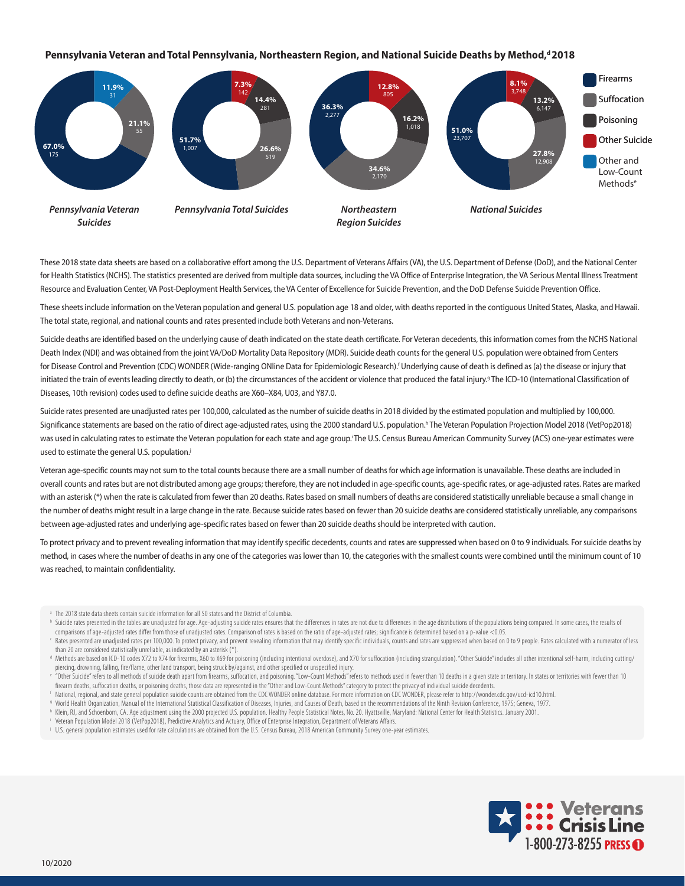## Pennsylvania Veteran and Total Pennsylvania, Northeastern Region, and National Suicide Deaths by Method,[d] 2018

11.9%
31
21.1%
55
67.0%
175

*Pennsylvania Veteran Suicides*

7.3%
142
14.4%
281
26.6%
519
51.7%
1,007

*Pennsylvania Total Suicides*

12.8%
805
16.2%
1,018
34.6%
2,170
36.3%
2,277

*Northeastern Region Suicides*

8.1%
3,748
13.2%
6,147
27.8%
12,908
51.0%
23,707

*National Suicides*

Firearms
Suffocation
Poisoning
Other Suicide
Other and Low-Count Methods[e]

These 2018 state data sheets are based on a collaborative effort among the U.S. Department of Veterans Affairs (VA), the U.S. Department of Defense (DoD), and the National Center for Health Statistics (NCHS). The statistics presented are derived from multiple data sources, including the VA Office of Enterprise Integration, the VA Serious Mental Illness Treatment Resource and Evaluation Center, VA Post-Deployment Health Services, the VA Center of Excellence for Suicide Prevention, and the DoD Defense Suicide Prevention Office.

These sheets include information on the Veteran population and general U.S. population age 18 and older, with deaths reported in the contiguous United States, Alaska, and Hawaii. The total state, regional, and national counts and rates presented include both Veterans and non-Veterans.

Suicide deaths are identified based on the underlying cause of death indicated on the state death certificate. For Veteran decedents, this information comes from the NCHS National Death Index (NDI) and was obtained from the joint VA/DoD Mortality Data Repository (MDR). Suicide death counts for the general U.S. population were obtained from Centers for Disease Control and Prevention (CDC) WONDER (Wide-ranging ONline Data for Epidemiologic Research).[f] Underlying cause of death is defined as (a) the disease or injury that initiated the train of events leading directly to death, or (b) the circumstances of the accident or violence that produced the fatal injury.[g] The ICD-10 (International Classification of Diseases, 10th revision) codes used to define suicide deaths are X60–X84, U03, and Y87.0.

Suicide rates presented are unadjusted rates per 100,000, calculated as the number of suicide deaths in 2018 divided by the estimated population and multiplied by 100,000. Significance statements are based on the ratio of direct age-adjusted rates, using the 2000 standard U.S. population.[h] The Veteran Population Projection Model 2018 (VetPop2018) was used in calculating rates to estimate the Veteran population for each state and age group.[i] The U.S. Census Bureau American Community Survey (ACS) one-year estimates were used to estimate the general U.S. population.[j]

Veteran age-specific counts may not sum to the total counts because there are a small number of deaths for which age information is unavailable. These deaths are included in overall counts and rates but are not distributed among age groups; therefore, they are not included in age-specific counts, age-specific rates, or age-adjusted rates. Rates are marked with an asterisk (*) when the rate is calculated from fewer than 20 deaths. Rates based on small numbers of deaths are considered statistically unreliable because a small change in the number of deaths might result in a large change in the rate. Because suicide rates based on fewer than 20 suicide deaths are considered statistically unreliable, any comparisons between age-adjusted rates and underlying age-specific rates based on fewer than 20 suicide deaths should be interpreted with caution.

To protect privacy and to prevent revealing information that may identify specific decedents, counts and rates are suppressed when based on 0 to 9 individuals. For suicide deaths by method, in cases where the number of deaths in any one of the categories was lower than 10, the categories with the smallest counts were combined until the minimum count of 10 was reached, to maintain confidentiality.

[a] The 2018 state data sheets contain suicide information for all 50 states and the District of Columbia.
[b] Suicide rates presented in the tables are unadjusted for age. Age-adjusting suicide rates ensures that the differences in rates are not due to differences in the age distributions of the populations being compared. In some cases, the results of comparisons of age-adjusted rates differ from those of unadjusted rates. Comparison of rates is based on the ratio of age-adjusted rates; significance is determined based on a p-value $<0.05$.
[c] Rates presented are unadjusted rates per 100,000. To protect privacy, and prevent revealing information that may identify specific individuals, counts and rates are suppressed when based on 0 to 9 people. Rates calculated with a numerator of less than 20 are considered statistically unreliable, as indicated by an asterisk (*).
[d] Methods are based on ICD-10 codes X72 to X74 for firearms, X60 to X69 for poisoning (including intentional overdose), and X70 for suffocation (including strangulation). "Other Suicide" includes all other intentional self-harm, including cutting/piercing, drowning, falling, fire/flame, other land transport, being struck by/against, and other specified or unspecified injury.
[e] "Other Suicide" refers to all methods of suicide death apart from firearms, suffocation, and poisoning. "Low-Count Methods" refers to methods used in fewer than 10 deaths in a given state or territory. In states or territories with fewer than 10 firearm deaths, suffocation deaths, or poisoning deaths, those data are represented in the "Other and Low-Count Methods" category to protect the privacy of individual suicide decedents.
[f] National, regional, and state general population suicide counts are obtained from the CDC WONDER online database. For more information on CDC WONDER, please refer to http://wonder.cdc.gov/ucd-icd10.html.
[g] World Health Organization, Manual of the International Statistical Classification of Diseases, Injuries, and Causes of Death, based on the recommendations of the Ninth Revision Conference, 1975; Geneva, 1977.
[h] Klein, RJ, and Schoenborn, CA. Age adjustment using the 2000 projected U.S. population. Healthy People Statistical Notes, No. 20. Hyattsville, Maryland: National Center for Health Statistics. January 2001.
[i] Veteran Population Model 2018 (VetPop2018), Predictive Analytics and Actuary, Office of Enterprise Integration, Department of Veterans Affairs.
[j] U.S. general population estimates used for rate calculations are obtained from the U.S. Census Bureau, 2018 American Community Survey one-year estimates.

Veterans Crisis Line
1-800-273-8255 PRESS 1

10/2020